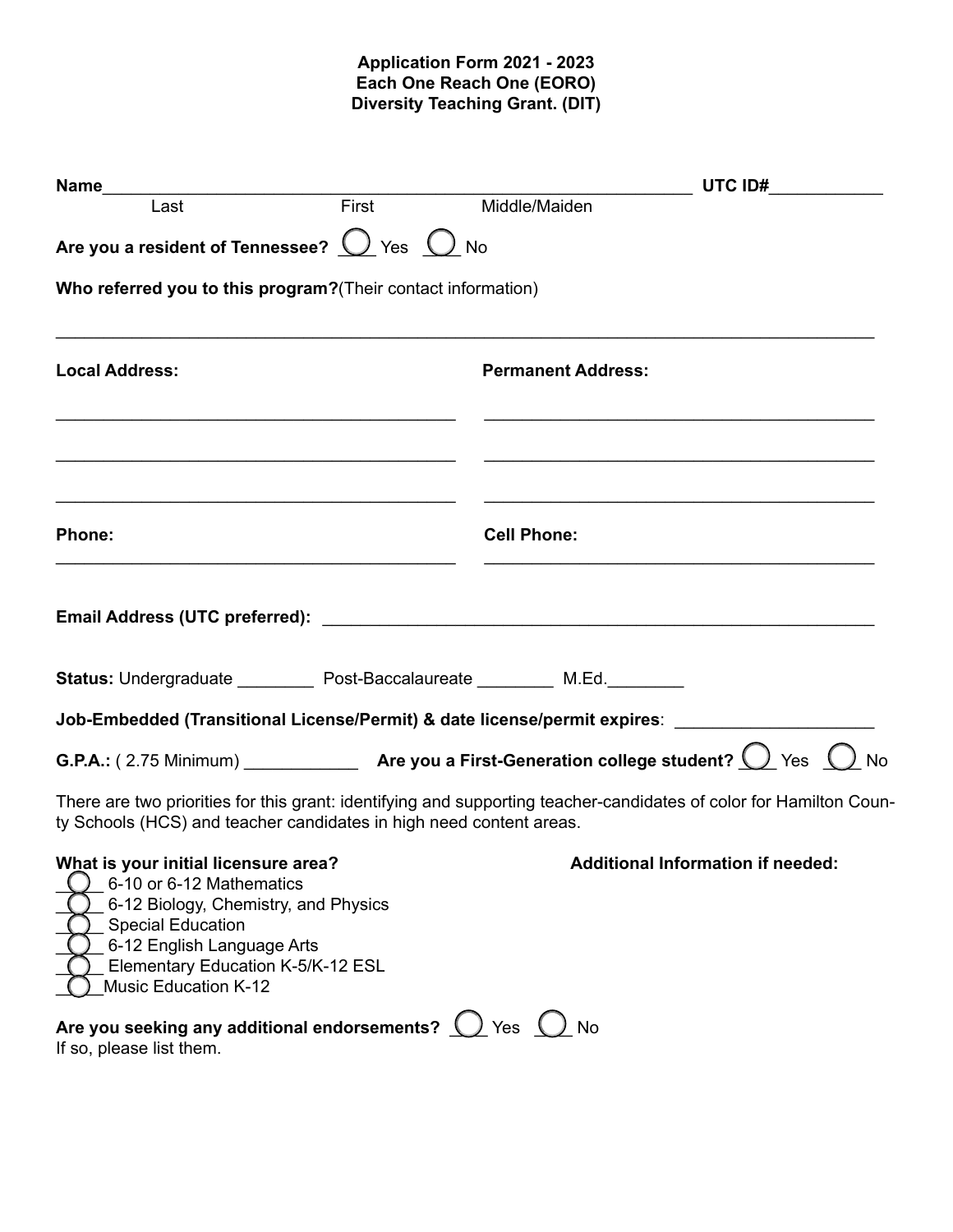**Application Form 2021 - 2023**
**Each One Reach One (EORO)**
**Diversity Teaching Grant. (DIT)**

**Name**______________________________________________ **UTC ID#**___________

Last First Middle/Maiden

**Are you a resident of Tennessee?** ◯ Yes ◯ No

**Who referred you to this program?**(Their contact information)

_______________________________________________________________________________

**Local Address:**

__________________________________________

__________________________________________

__________________________________________

**Permanent Address:**

__________________________________________

__________________________________________

__________________________________________

**Phone:**

__________________________________________

**Cell Phone:**

__________________________________________

**Email Address (UTC preferred):** ______________________________________________

**Status:** Undergraduate ________ Post-Baccalaureate ________ M.Ed.________

**Job-Embedded (Transitional License/Permit) & date license/permit expires**: ____________________

**G.P.A.:** ( 2.75 Minimum) ____________ **Are you a First-Generation college student?** ◯ Yes ◯ No

There are two priorities for this grant: identifying and supporting teacher-candidates of color for Hamilton County Schools (HCS) and teacher candidates in high need content areas.

**What is your initial licensure area?**

- ◯ 6-10 or 6-12 Mathematics
- ◯ 6-12 Biology, Chemistry, and Physics
- ◯ Special Education
- ◯ 6-12 English Language Arts
- ◯ Elementary Education K-5/K-12 ESL
- ◯ Music Education K-12

**Additional Information if needed:**

**Are you seeking any additional endorsements?** ◯ Yes ◯ No
If so, please list them.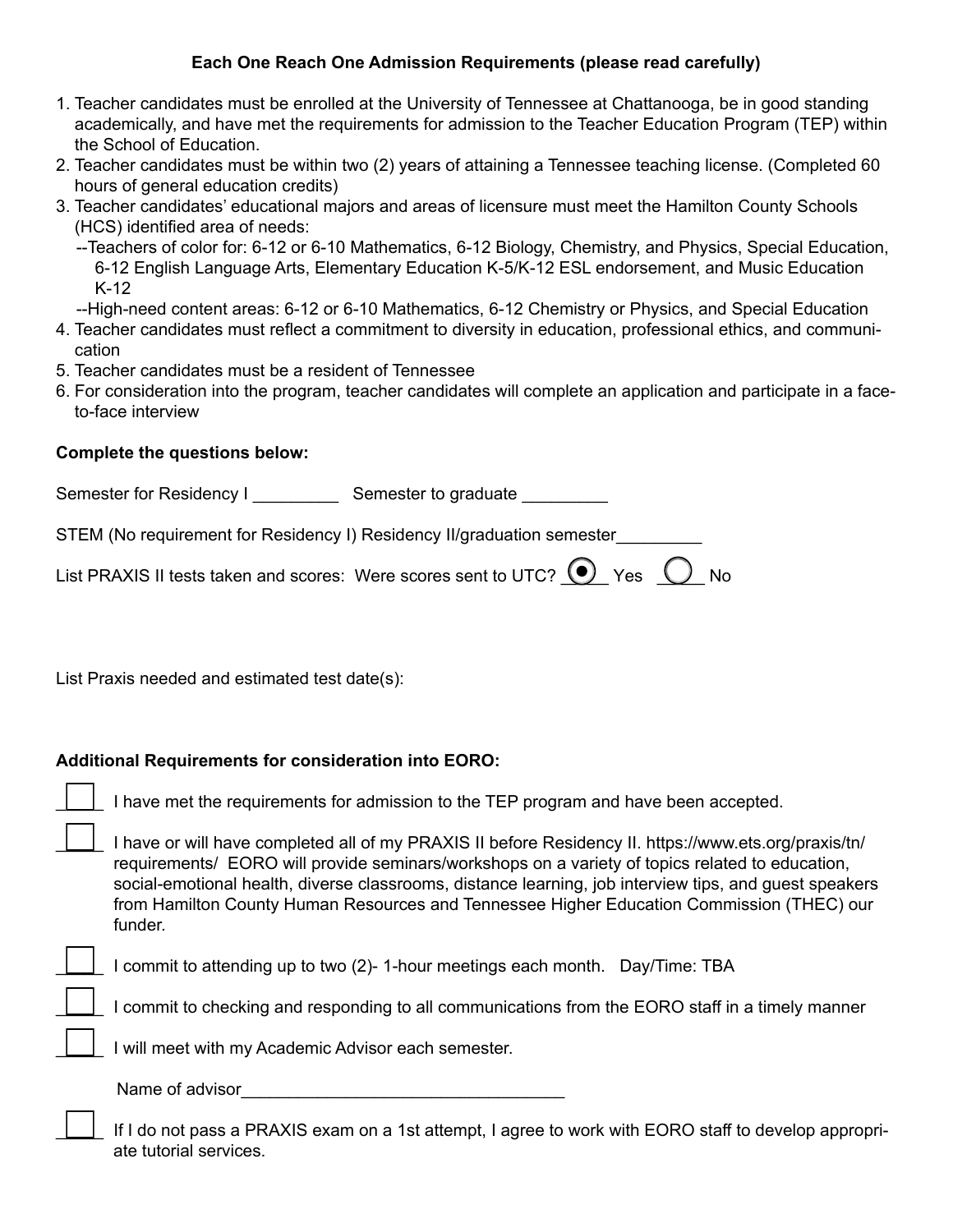**Each One Reach One Admission Requirements (please read carefully)**

1. Teacher candidates must be enrolled at the University of Tennessee at Chattanooga, be in good standing academically, and have met the requirements for admission to the Teacher Education Program (TEP) within the School of Education.
2. Teacher candidates must be within two (2) years of attaining a Tennessee teaching license. (Completed 60 hours of general education credits)
3. Teacher candidates' educational majors and areas of licensure must meet the Hamilton County Schools (HCS) identified area of needs:
   --Teachers of color for: 6-12 or 6-10 Mathematics, 6-12 Biology, Chemistry, and Physics, Special Education, 6-12 English Language Arts, Elementary Education K-5/K-12 ESL endorsement, and Music Education K-12
   --High-need content areas: 6-12 or 6-10 Mathematics, 6-12 Chemistry or Physics, and Special Education
4. Teacher candidates must reflect a commitment to diversity in education, professional ethics, and communication
5. Teacher candidates must be a resident of Tennessee
6. For consideration into the program, teacher candidates will complete an application and participate in a face-to-face interview

**Complete the questions below:**

Semester for Residency I _________ Semester to graduate _________

STEM (No requirement for Residency I) Residency II/graduation semester_________

List PRAXIS II tests taken and scores: Were scores sent to UTC? (•) Yes ( ) No

List Praxis needed and estimated test date(s):

**Additional Requirements for consideration into EORO:**

- [ ] I have met the requirements for admission to the TEP program and have been accepted.
- [ ] I have or will have completed all of my PRAXIS II before Residency II. https://www.ets.org/praxis/tn/requirements/ EORO will provide seminars/workshops on a variety of topics related to education, social-emotional health, diverse classrooms, distance learning, job interview tips, and guest speakers from Hamilton County Human Resources and Tennessee Higher Education Commission (THEC) our funder.
- [ ] I commit to attending up to two (2)- 1-hour meetings each month. Day/Time: TBA
- [ ] I commit to checking and responding to all communications from the EORO staff in a timely manner
- [ ] I will meet with my Academic Advisor each semester.

  Name of advisor__________________________________

- [ ] If I do not pass a PRAXIS exam on a 1st attempt, I agree to work with EORO staff to develop appropriate tutorial services.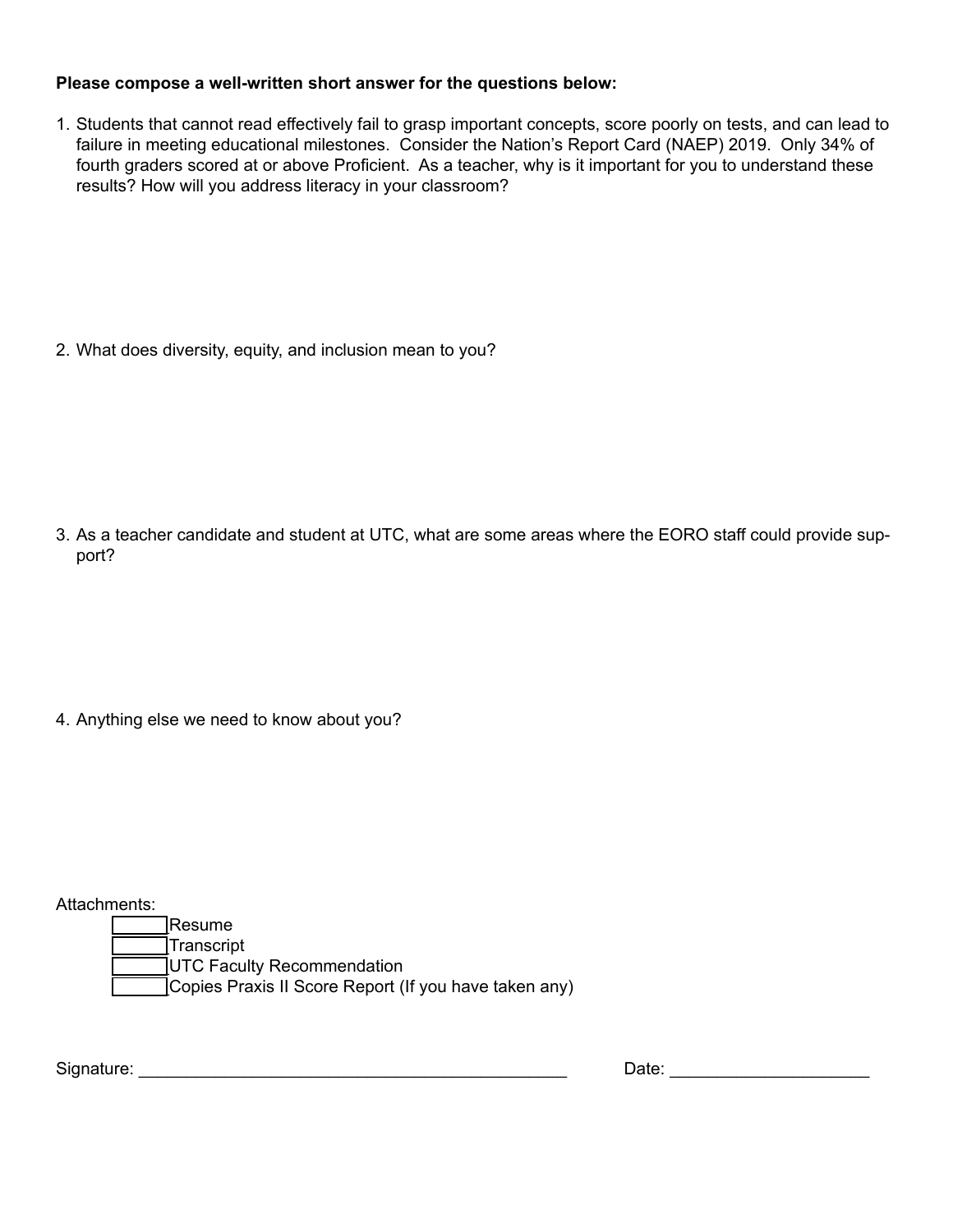**Please compose a well-written short answer for the questions below:**

1. Students that cannot read effectively fail to grasp important concepts, score poorly on tests, and can lead to failure in meeting educational milestones. Consider the Nation's Report Card (NAEP) 2019. Only 34% of fourth graders scored at or above Proficient. As a teacher, why is it important for you to understand these results? How will you address literacy in your classroom?

2. What does diversity, equity, and inclusion mean to you?

3. As a teacher candidate and student at UTC, what are some areas where the EORO staff could provide support?

4. Anything else we need to know about you?

Attachments:

- [ ] Resume
- [ ] Transcript
- [ ] UTC Faculty Recommendation
- [ ] Copies Praxis II Score Report (If you have taken any)

Signature: ______________________________________________ Date: ____________________